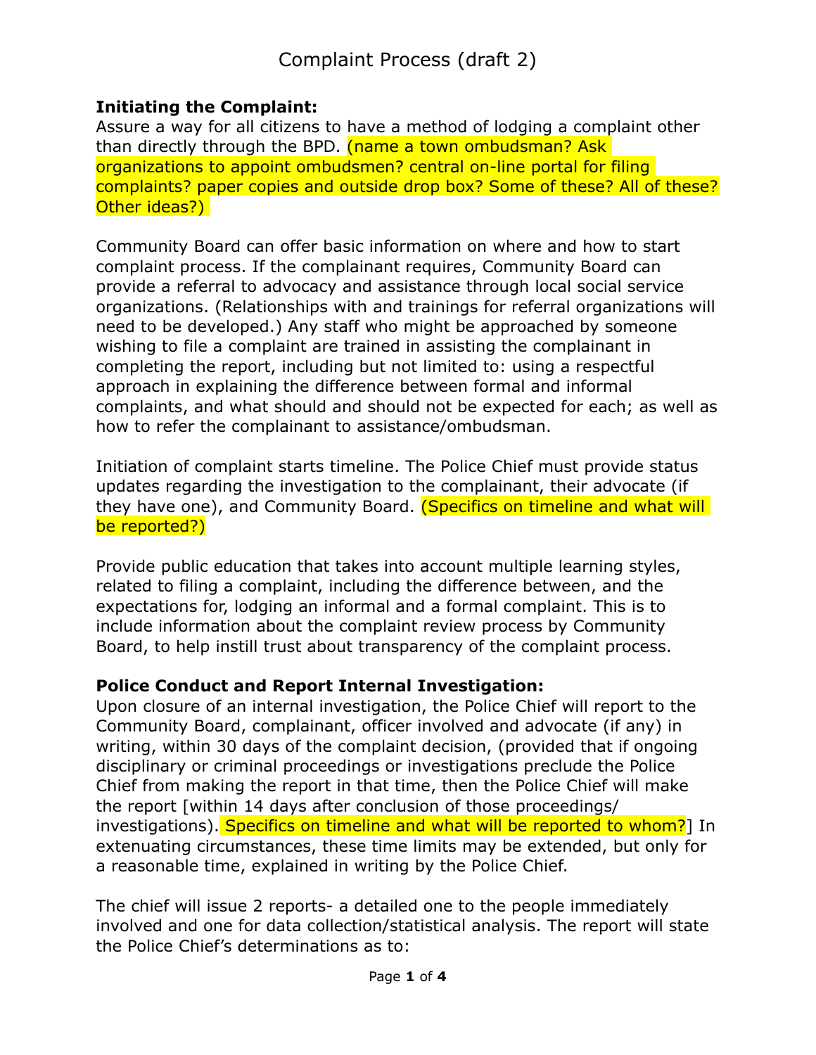# Complaint Process (draft 2)

**Initiating the Complaint:**
Assure a way for all citizens to have a method of lodging a complaint other than directly through the BPD. (name a town ombudsman? Ask organizations to appoint ombudsmen? central on-line portal for filing complaints? paper copies and outside drop box? Some of these? All of these? Other ideas?)

Community Board can offer basic information on where and how to start complaint process. If the complainant requires, Community Board can provide a referral to advocacy and assistance through local social service organizations. (Relationships with and trainings for referral organizations will need to be developed.) Any staff who might be approached by someone wishing to file a complaint are trained in assisting the complainant in completing the report, including but not limited to: using a respectful approach in explaining the difference between formal and informal complaints, and what should and should not be expected for each; as well as how to refer the complainant to assistance/ombudsman.

Initiation of complaint starts timeline. The Police Chief must provide status updates regarding the investigation to the complainant, their advocate (if they have one), and Community Board. (Specifics on timeline and what will be reported?)

Provide public education that takes into account multiple learning styles, related to filing a complaint, including the difference between, and the expectations for, lodging an informal and a formal complaint. This is to include information about the complaint review process by Community Board, to help instill trust about transparency of the complaint process.

**Police Conduct and Report Internal Investigation:**
Upon closure of an internal investigation, the Police Chief will report to the Community Board, complainant, officer involved and advocate (if any) in writing, within 30 days of the complaint decision, (provided that if ongoing disciplinary or criminal proceedings or investigations preclude the Police Chief from making the report in that time, then the Police Chief will make the report [within 14 days after conclusion of those proceedings/ investigations). Specifics on timeline and what will be reported to whom?] In extenuating circumstances, these time limits may be extended, but only for a reasonable time, explained in writing by the Police Chief.

The chief will issue 2 reports- a detailed one to the people immediately involved and one for data collection/statistical analysis. The report will state the Police Chief's determinations as to: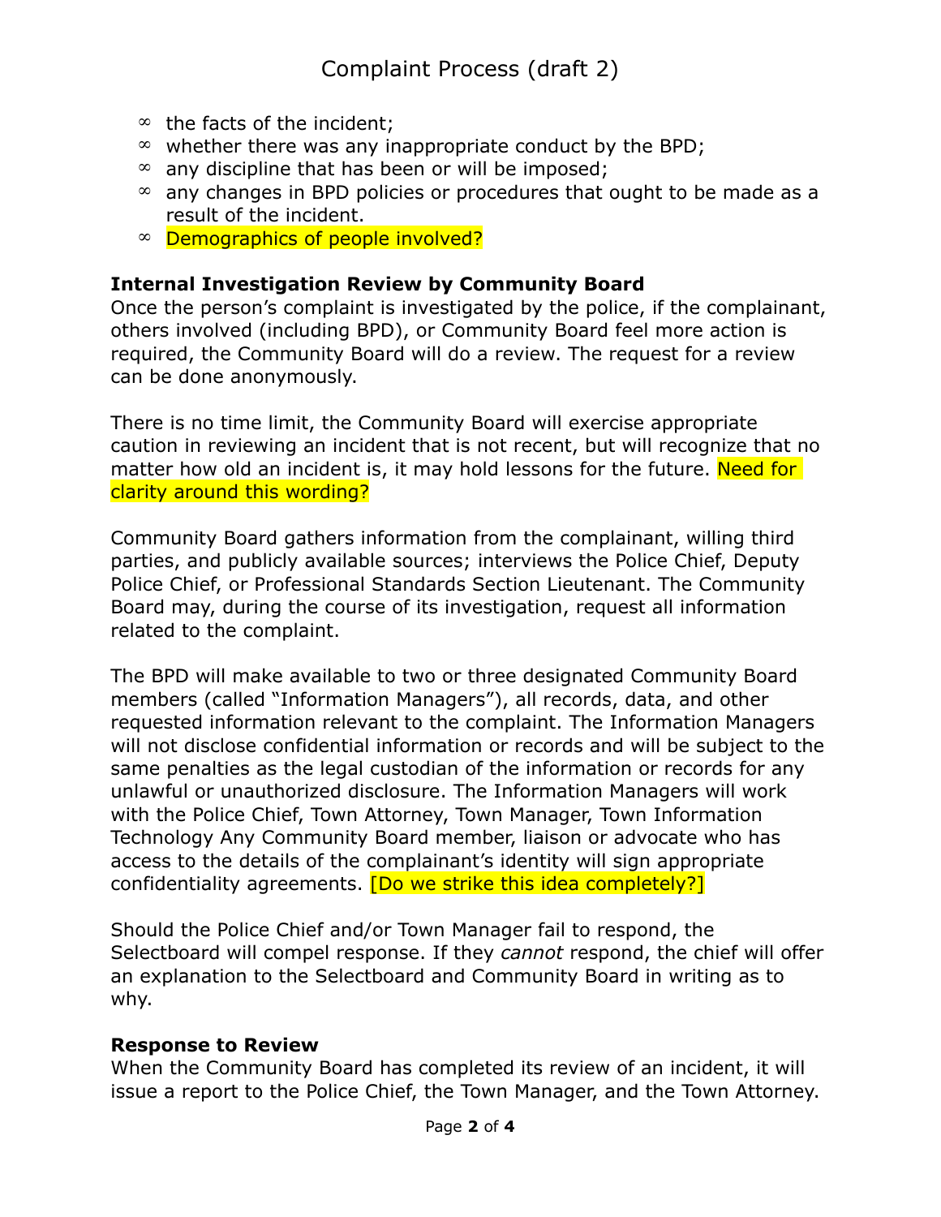- the facts of the incident;
- whether there was any inappropriate conduct by the BPD;
- any discipline that has been or will be imposed;
- any changes in BPD policies or procedures that ought to be made as a result of the incident.
- Demographics of people involved?

**Internal Investigation Review by Community Board**

Once the person's complaint is investigated by the police, if the complainant, others involved (including BPD), or Community Board feel more action is required, the Community Board will do a review. The request for a review can be done anonymously.

There is no time limit, the Community Board will exercise appropriate caution in reviewing an incident that is not recent, but will recognize that no matter how old an incident is, it may hold lessons for the future. Need for clarity around this wording?

Community Board gathers information from the complainant, willing third parties, and publicly available sources; interviews the Police Chief, Deputy Police Chief, or Professional Standards Section Lieutenant. The Community Board may, during the course of its investigation, request all information related to the complaint.

The BPD will make available to two or three designated Community Board members (called "Information Managers"), all records, data, and other requested information relevant to the complaint. The Information Managers will not disclose confidential information or records and will be subject to the same penalties as the legal custodian of the information or records for any unlawful or unauthorized disclosure. The Information Managers will work with the Police Chief, Town Attorney, Town Manager, Town Information Technology Any Community Board member, liaison or advocate who has access to the details of the complainant's identity will sign appropriate confidentiality agreements. [Do we strike this idea completely?]

Should the Police Chief and/or Town Manager fail to respond, the Selectboard will compel response. If they *cannot* respond, the chief will offer an explanation to the Selectboard and Community Board in writing as to why.

**Response to Review**

When the Community Board has completed its review of an incident, it will issue a report to the Police Chief, the Town Manager, and the Town Attorney.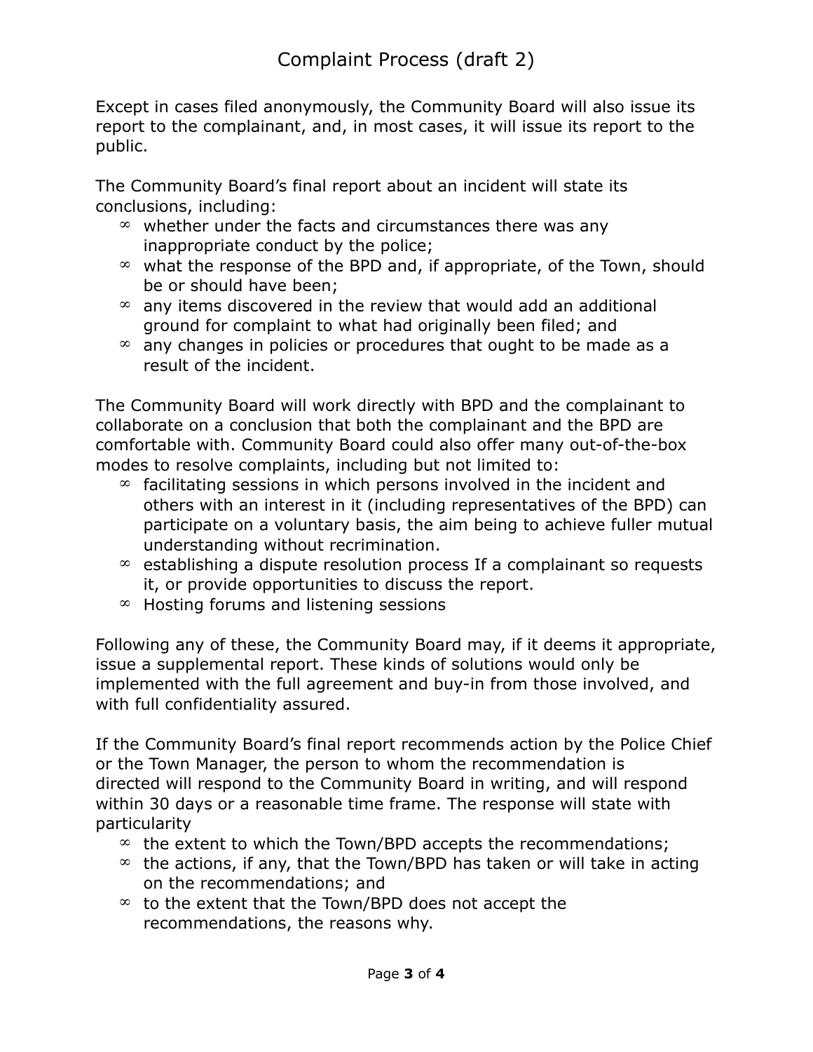# Complaint Process (draft 2)

Except in cases filed anonymously, the Community Board will also issue its report to the complainant, and, in most cases, it will issue its report to the public.

The Community Board's final report about an incident will state its conclusions, including:

- whether under the facts and circumstances there was any inappropriate conduct by the police;
- what the response of the BPD and, if appropriate, of the Town, should be or should have been;
- any items discovered in the review that would add an additional ground for complaint to what had originally been filed; and
- any changes in policies or procedures that ought to be made as a result of the incident.

The Community Board will work directly with BPD and the complainant to collaborate on a conclusion that both the complainant and the BPD are comfortable with. Community Board could also offer many out-of-the-box modes to resolve complaints, including but not limited to:

- facilitating sessions in which persons involved in the incident and others with an interest in it (including representatives of the BPD) can participate on a voluntary basis, the aim being to achieve fuller mutual understanding without recrimination.
- establishing a dispute resolution process If a complainant so requests it, or provide opportunities to discuss the report.
- Hosting forums and listening sessions

Following any of these, the Community Board may, if it deems it appropriate, issue a supplemental report. These kinds of solutions would only be implemented with the full agreement and buy-in from those involved, and with full confidentiality assured.

If the Community Board's final report recommends action by the Police Chief or the Town Manager, the person to whom the recommendation is directed will respond to the Community Board in writing, and will respond within 30 days or a reasonable time frame. The response will state with particularity

- the extent to which the Town/BPD accepts the recommendations;
- the actions, if any, that the Town/BPD has taken or will take in acting on the recommendations; and
- to the extent that the Town/BPD does not accept the recommendations, the reasons why.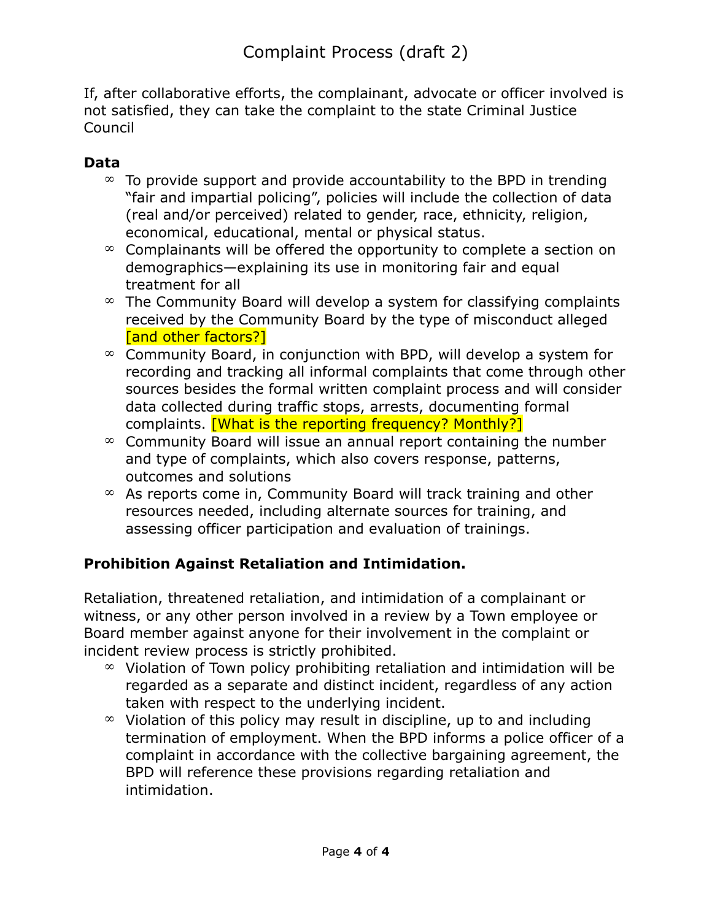If, after collaborative efforts, the complainant, advocate or officer involved is not satisfied, they can take the complaint to the state Criminal Justice Council

**Data**

- To provide support and provide accountability to the BPD in trending "fair and impartial policing", policies will include the collection of data (real and/or perceived) related to gender, race, ethnicity, religion, economical, educational, mental or physical status.
- Complainants will be offered the opportunity to complete a section on demographics—explaining its use in monitoring fair and equal treatment for all
- The Community Board will develop a system for classifying complaints received by the Community Board by the type of misconduct alleged [and other factors?]
- Community Board, in conjunction with BPD, will develop a system for recording and tracking all informal complaints that come through other sources besides the formal written complaint process and will consider data collected during traffic stops, arrests, documenting formal complaints. [What is the reporting frequency? Monthly?]
- Community Board will issue an annual report containing the number and type of complaints, which also covers response, patterns, outcomes and solutions
- As reports come in, Community Board will track training and other resources needed, including alternate sources for training, and assessing officer participation and evaluation of trainings.

**Prohibition Against Retaliation and Intimidation.**

Retaliation, threatened retaliation, and intimidation of a complainant or witness, or any other person involved in a review by a Town employee or Board member against anyone for their involvement in the complaint or incident review process is strictly prohibited.

- Violation of Town policy prohibiting retaliation and intimidation will be regarded as a separate and distinct incident, regardless of any action taken with respect to the underlying incident.
- Violation of this policy may result in discipline, up to and including termination of employment. When the BPD informs a police officer of a complaint in accordance with the collective bargaining agreement, the BPD will reference these provisions regarding retaliation and intimidation.